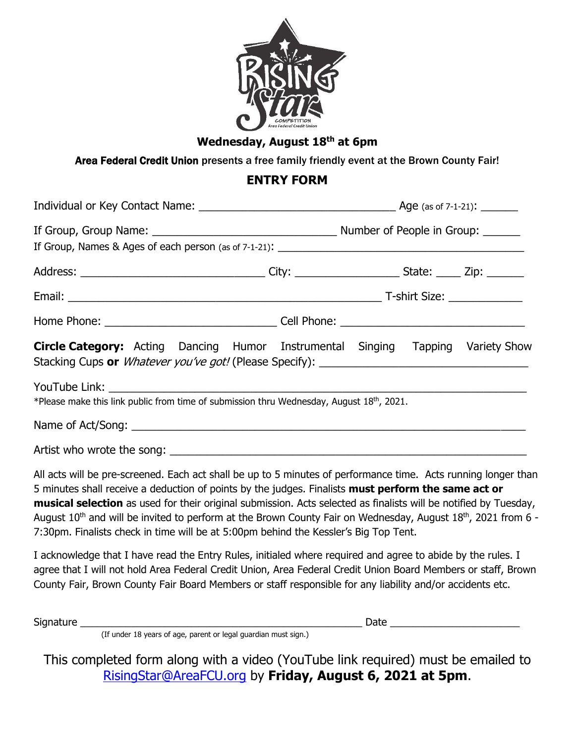RISING Star COMPETITION Area Federal Credit Union

**Wednesday, August 18th at 6pm**

**Area Federal Credit Union presents a free family friendly event at the Brown County Fair!**

## ENTRY FORM

Individual or Key Contact Name: ________________________________ Age (as of 7-1-21): ______

If Group, Group Name: ______________________________ Number of People in Group: ______

If Group, Names & Ages of each person (as of 7-1-21): ________________________________________

Address: ______________________________ City: _________________ State: ____ Zip: ______

Email: ___________________________________________________ T-shirt Size: ____________

Home Phone: ____________________________ Cell Phone: ______________________________

**Circle Category:** Acting Dancing Humor Instrumental Singing Tapping Variety Show Stacking Cups **or** *Whatever you've got!* (Please Specify): _________________________________

YouTube Link: _________________________________________________________________

*Please make this link public from time of submission thru Wednesday, August 18th, 2021.

Name of Act/Song: ______________________________________________________________

Artist who wrote the song: __________________________________________________________

All acts will be pre-screened. Each act shall be up to 5 minutes of performance time. Acts running longer than 5 minutes shall receive a deduction of points by the judges. Finalists **must perform the same act or musical selection** as used for their original submission. Acts selected as finalists will be notified by Tuesday, August 10th and will be invited to perform at the Brown County Fair on Wednesday, August 18th, 2021 from 6 - 7:30pm. Finalists check in time will be at 5:00pm behind the Kessler's Big Top Tent.

I acknowledge that I have read the Entry Rules, initialed where required and agree to abide by the rules. I agree that I will not hold Area Federal Credit Union, Area Federal Credit Union Board Members or staff, Brown County Fair, Brown County Fair Board Members or staff responsible for any liability and/or accidents etc.

Signature ____________________________________________________ Date ______________________

(If under 18 years of age, parent or legal guardian must sign.)

This completed form along with a video (YouTube link required) must be emailed to RisingStar@AreaFCU.org by **Friday, August 6, 2021 at 5pm**.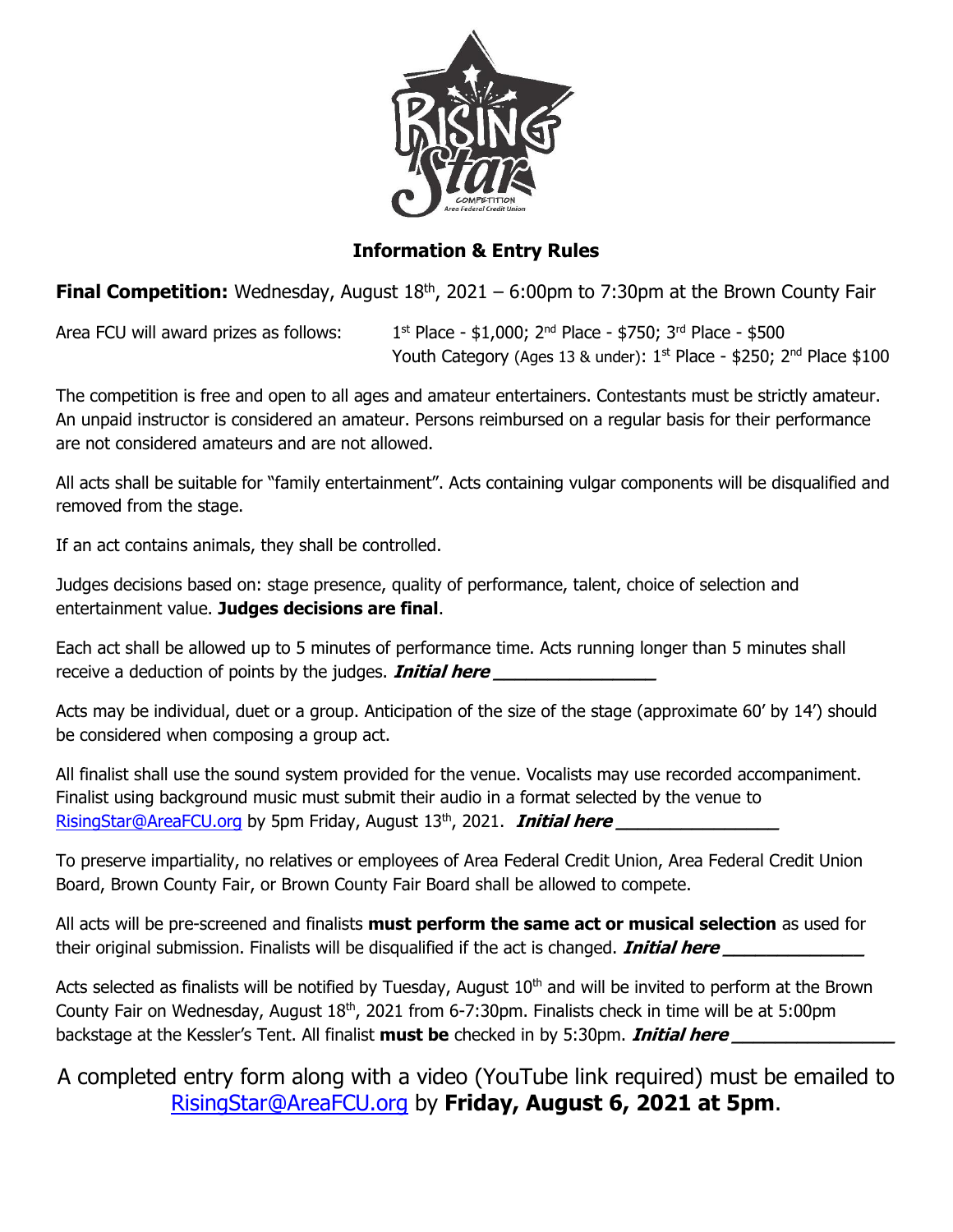## Information & Entry Rules

**Final Competition:** Wednesday, August 18th, 2021 – 6:00pm to 7:30pm at the Brown County Fair

Area FCU will award prizes as follows: 1st Place - $1,000; 2nd Place - $750; 3rd Place - $500
Youth Category (Ages 13 & under): 1st Place - $250; 2nd Place $100

The competition is free and open to all ages and amateur entertainers. Contestants must be strictly amateur. An unpaid instructor is considered an amateur. Persons reimbursed on a regular basis for their performance are not considered amateurs and are not allowed.

All acts shall be suitable for "family entertainment". Acts containing vulgar components will be disqualified and removed from the stage.

If an act contains animals, they shall be controlled.

Judges decisions based on: stage presence, quality of performance, talent, choice of selection and entertainment value. **Judges decisions are final**.

Each act shall be allowed up to 5 minutes of performance time. Acts running longer than 5 minutes shall receive a deduction of points by the judges. ***Initial here*** ________________

Acts may be individual, duet or a group. Anticipation of the size of the stage (approximate 60' by 14') should be considered when composing a group act.

All finalist shall use the sound system provided for the venue. Vocalists may use recorded accompaniment. Finalist using background music must submit their audio in a format selected by the venue to RisingStar@AreaFCU.org by 5pm Friday, August 13th, 2021. ***Initial here*** ________________

To preserve impartiality, no relatives or employees of Area Federal Credit Union, Area Federal Credit Union Board, Brown County Fair, or Brown County Fair Board shall be allowed to compete.

All acts will be pre-screened and finalists **must perform the same act or musical selection** as used for their original submission. Finalists will be disqualified if the act is changed. ***Initial here*** ______________

Acts selected as finalists will be notified by Tuesday, August 10th and will be invited to perform at the Brown County Fair on Wednesday, August 18th, 2021 from 6-7:30pm. Finalists check in time will be at 5:00pm backstage at the Kessler's Tent. All finalist **must be** checked in by 5:30pm. ***Initial here*** ________________

A completed entry form along with a video (YouTube link required) must be emailed to RisingStar@AreaFCU.org by **Friday, August 6, 2021 at 5pm**.